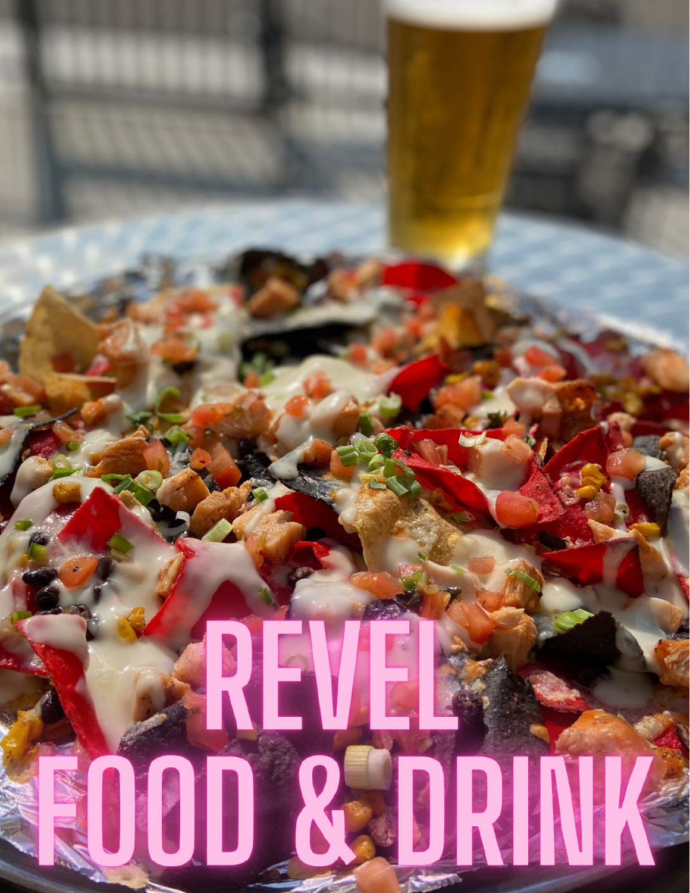# REVEL FOOD & DRINK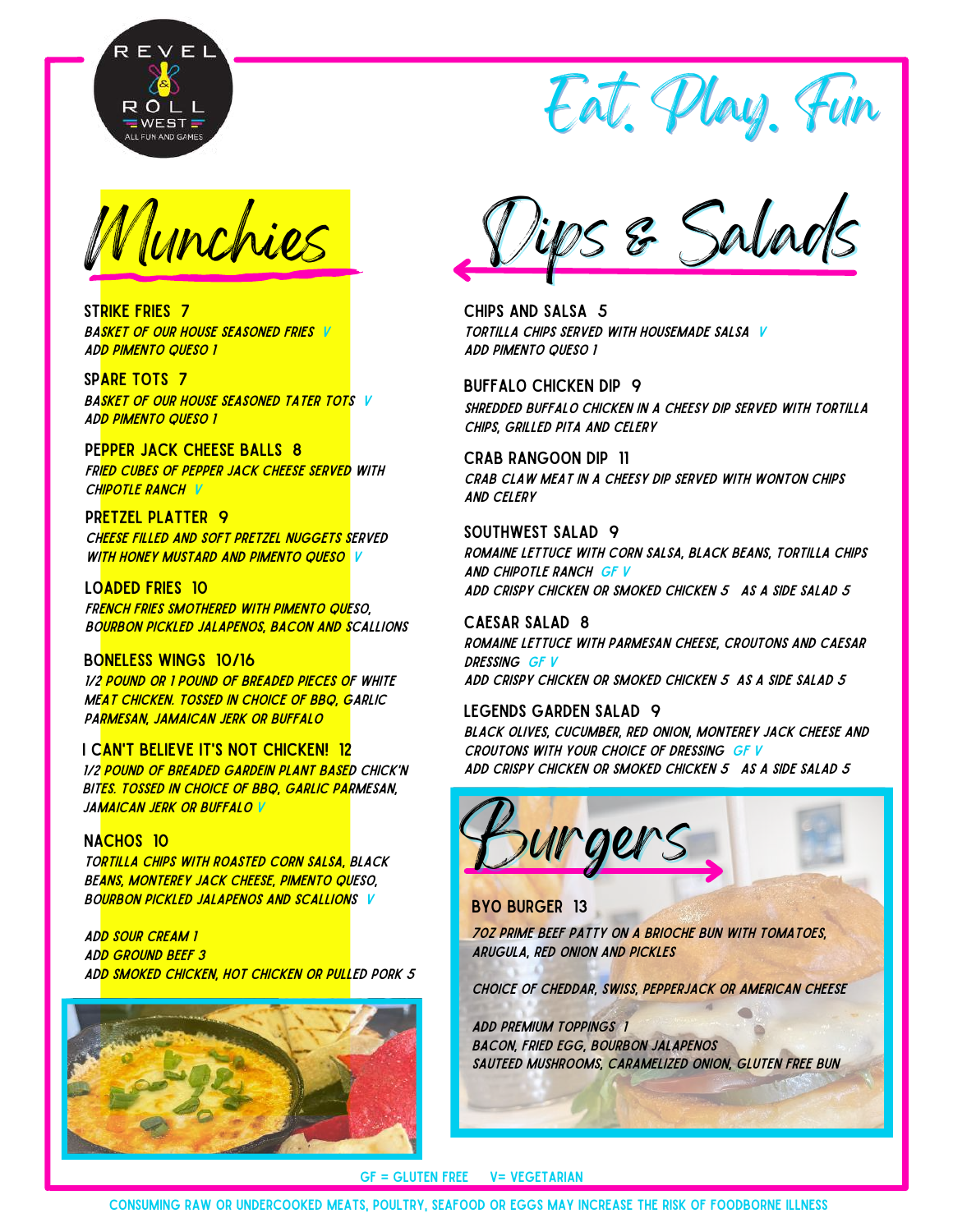REVEL & ROLL WEST
ALL FUN AND GAMES

# Eat. Play. Fun

## Munchies

**STRIKE FRIES 7**
*BASKET OF OUR HOUSE SEASONED FRIES V*
*ADD PIMENTO QUESO 1*

**SPARE TOTS 7**
*BASKET OF OUR HOUSE SEASONED TATER TOTS V*
*ADD PIMENTO QUESO 1*

**PEPPER JACK CHEESE BALLS 8**
*FRIED CUBES OF PEPPER JACK CHEESE SERVED WITH CHIPOTLE RANCH V*

**PRETZEL PLATTER 9**
*CHEESE FILLED AND SOFT PRETZEL NUGGETS SERVED WITH HONEY MUSTARD AND PIMENTO QUESO V*

**LOADED FRIES 10**
*FRENCH FRIES SMOTHERED WITH PIMENTO QUESO, BOURBON PICKLED JALAPENOS, BACON AND SCALLIONS*

**BONELESS WINGS 10/16**
*1/2 POUND OR 1 POUND OF BREADED PIECES OF WHITE MEAT CHICKEN. TOSSED IN CHOICE OF BBQ, GARLIC PARMESAN, JAMAICAN JERK OR BUFFALO*

**I CAN'T BELIEVE IT'S NOT CHICKEN! 12**
*1/2 POUND OF BREADED GARDEIN PLANT BASED CHICK'N BITES. TOSSED IN CHOICE OF BBQ, GARLIC PARMESAN, JAMAICAN JERK OR BUFFALO V*

**NACHOS 10**
*TORTILLA CHIPS WITH ROASTED CORN SALSA, BLACK BEANS, MONTEREY JACK CHEESE, PIMENTO QUESO, BOURBON PICKLED JALAPENOS AND SCALLIONS V*

*ADD SOUR CREAM 1*
*ADD GROUND BEEF 3*
*ADD SMOKED CHICKEN, HOT CHICKEN OR PULLED PORK 5*

## Dips & Salads

**CHIPS AND SALSA 5**
*TORTILLA CHIPS SERVED WITH HOUSEMADE SALSA V*
*ADD PIMENTO QUESO 1*

**BUFFALO CHICKEN DIP 9**
*SHREDDED BUFFALO CHICKEN IN A CHEESY DIP SERVED WITH TORTILLA CHIPS, GRILLED PITA AND CELERY*

**CRAB RANGOON DIP 11**
*CRAB CLAW MEAT IN A CHEESY DIP SERVED WITH WONTON CHIPS AND CELERY*

**SOUTHWEST SALAD 9**
*ROMAINE LETTUCE WITH CORN SALSA, BLACK BEANS, TORTILLA CHIPS AND CHIPOTLE RANCH GF V*
*ADD CRISPY CHICKEN OR SMOKED CHICKEN 5 AS A SIDE SALAD 5*

**CAESAR SALAD 8**
*ROMAINE LETTUCE WITH PARMESAN CHEESE, CROUTONS AND CAESAR DRESSING GF V*
*ADD CRISPY CHICKEN OR SMOKED CHICKEN 5 AS A SIDE SALAD 5*

**LEGENDS GARDEN SALAD 9**
*BLACK OLIVES, CUCUMBER, RED ONION, MONTEREY JACK CHEESE AND CROUTONS WITH YOUR CHOICE OF DRESSING GF V*
*ADD CRISPY CHICKEN OR SMOKED CHICKEN 5 AS A SIDE SALAD 5*

## Burgers

**BYO BURGER 13**
*7OZ PRIME BEEF PATTY ON A BRIOCHE BUN WITH TOMATOES, ARUGULA, RED ONION AND PICKLES*

*CHOICE OF CHEDDAR, SWISS, PEPPERJACK OR AMERICAN CHEESE*

*ADD PREMIUM TOPPINGS 1*
*BACON, FRIED EGG, BOURBON JALAPENOS*
*SAUTEED MUSHROOMS, CARAMELIZED ONION, GLUTEN FREE BUN*

GF = GLUTEN FREE V= VEGETARIAN

CONSUMING RAW OR UNDERCOOKED MEATS, POULTRY, SEAFOOD OR EGGS MAY INCREASE THE RISK OF FOODBORNE ILLNESS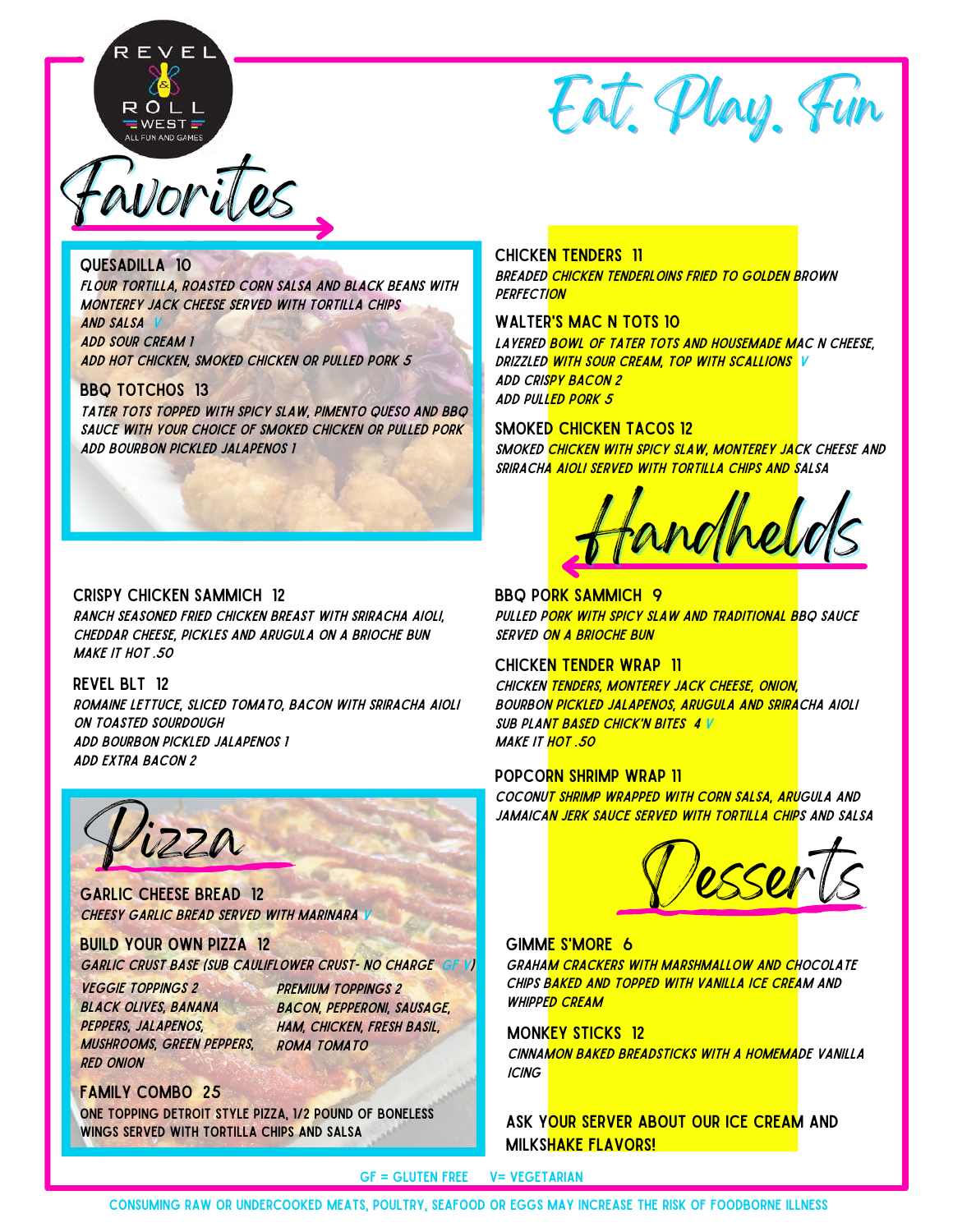REVEL & ROLL WEST — ALL FUN AND GAMES

# Eat. Play. Fun

## Favorites

### QUESADILLA 10
*FLOUR TORTILLA, ROASTED CORN SALSA AND BLACK BEANS WITH MONTEREY JACK CHEESE SERVED WITH TORTILLA CHIPS AND SALSA* V
*ADD SOUR CREAM 1*
*ADD HOT CHICKEN, SMOKED CHICKEN OR PULLED PORK 5*

### BBQ TOTCHOS 13
*TATER TOTS TOPPED WITH SPICY SLAW, PIMENTO QUESO AND BBQ SAUCE WITH YOUR CHOICE OF SMOKED CHICKEN OR PULLED PORK*
*ADD BOURBON PICKLED JALAPENOS 1*

### CHICKEN TENDERS 11
*BREADED CHICKEN TENDERLOINS FRIED TO GOLDEN BROWN PERFECTION*

### WALTER'S MAC N TOTS 10
*LAYERED BOWL OF TATER TOTS AND HOUSEMADE MAC N CHEESE, DRIZZLED WITH SOUR CREAM, TOP WITH SCALLIONS* V
*ADD CRISPY BACON 2*
*ADD PULLED PORK 5*

### SMOKED CHICKEN TACOS 12
*SMOKED CHICKEN WITH SPICY SLAW, MONTEREY JACK CHEESE AND SRIRACHA AIOLI SERVED WITH TORTILLA CHIPS AND SALSA*

## Handhelds

### CRISPY CHICKEN SAMMICH 12
*RANCH SEASONED FRIED CHICKEN BREAST WITH SRIRACHA AIOLI, CHEDDAR CHEESE, PICKLES AND ARUGULA ON A BRIOCHE BUN*
*MAKE IT HOT .50*

### REVEL BLT 12
*ROMAINE LETTUCE, SLICED TOMATO, BACON WITH SRIRACHA AIOLI ON TOASTED SOURDOUGH*
*ADD BOURBON PICKLED JALAPENOS 1*
*ADD EXTRA BACON 2*

### BBQ PORK SAMMICH 9
*PULLED PORK WITH SPICY SLAW AND TRADITIONAL BBQ SAUCE SERVED ON A BRIOCHE BUN*

### CHICKEN TENDER WRAP 11
*CHICKEN TENDERS, MONTEREY JACK CHEESE, ONION, BOURBON PICKLED JALAPENOS, ARUGULA AND SRIRACHA AIOLI*
*SUB PLANT BASED CHICK'N BITES 4* V
*MAKE IT HOT .50*

### POPCORN SHRIMP WRAP 11
*COCONUT SHRIMP WRAPPED WITH CORN SALSA, ARUGULA AND JAMAICAN JERK SAUCE SERVED WITH TORTILLA CHIPS AND SALSA*

## Pizza

### GARLIC CHEESE BREAD 12
*CHEESY GARLIC BREAD SERVED WITH MARINARA* V

### BUILD YOUR OWN PIZZA 12
*GARLIC CRUST BASE (SUB CAULIFLOWER CRUST- NO CHARGE GF V)*

*VEGGIE TOPPINGS 2*
*BLACK OLIVES, BANANA PEPPERS, JALAPENOS, MUSHROOMS, GREEN PEPPERS, RED ONION*

*PREMIUM TOPPINGS 2*
*BACON, PEPPERONI, SAUSAGE, HAM, CHICKEN, FRESH BASIL, ROMA TOMATO*

### FAMILY COMBO 25
ONE TOPPING DETROIT STYLE PIZZA, 1/2 POUND OF BONELESS WINGS SERVED WITH TORTILLA CHIPS AND SALSA

## Desserts

### GIMME S'MORE 6
*GRAHAM CRACKERS WITH MARSHMALLOW AND CHOCOLATE CHIPS BAKED AND TOPPED WITH VANILLA ICE CREAM AND WHIPPED CREAM*

### MONKEY STICKS 12
*CINNAMON BAKED BREADSTICKS WITH A HOMEMADE VANILLA ICING*

**ASK YOUR SERVER ABOUT OUR ICE CREAM AND MILKSHAKE FLAVORS!**

GF = GLUTEN FREE V= VEGETARIAN

CONSUMING RAW OR UNDERCOOKED MEATS, POULTRY, SEAFOOD OR EGGS MAY INCREASE THE RISK OF FOODBORNE ILLNESS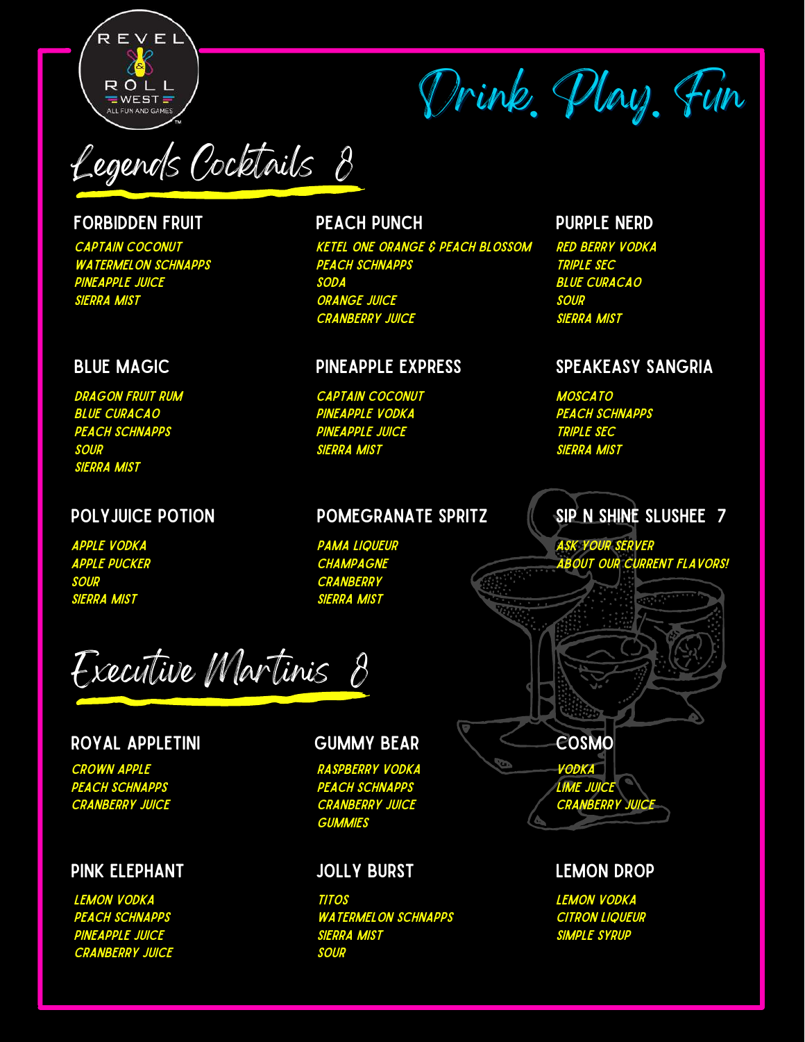REVEL & ROLL WEST
ALL FUN AND GAMES

# Drink. Play. Fun

## Legends Cocktails 8

### FORBIDDEN FRUIT
*CAPTAIN COCONUT*
*WATERMELON SCHNAPPS*
*PINEAPPLE JUICE*
*SIERRA MIST*

### PEACH PUNCH
*KETEL ONE ORANGE & PEACH BLOSSOM*
*PEACH SCHNAPPS*
*SODA*
*ORANGE JUICE*
*CRANBERRY JUICE*

### PURPLE NERD
*RED BERRY VODKA*
*TRIPLE SEC*
*BLUE CURACAO*
*SOUR*
*SIERRA MIST*

### BLUE MAGIC
*DRAGON FRUIT RUM*
*BLUE CURACAO*
*PEACH SCHNAPPS*
*SOUR*
*SIERRA MIST*

### PINEAPPLE EXPRESS
*CAPTAIN COCONUT*
*PINEAPPLE VODKA*
*PINEAPPLE JUICE*
*SIERRA MIST*

### SPEAKEASY SANGRIA
*MOSCATO*
*PEACH SCHNAPPS*
*TRIPLE SEC*
*SIERRA MIST*

### POLYJUICE POTION
*APPLE VODKA*
*APPLE PUCKER*
*SOUR*
*SIERRA MIST*

### POMEGRANATE SPRITZ
*PAMA LIQUEUR*
*CHAMPAGNE*
*CRANBERRY*
*SIERRA MIST*

### SIP N SHINE SLUSHEE 7
*ASK YOUR SERVER*
*ABOUT OUR CURRENT FLAVORS!*

## Executive Martinis 8

### ROYAL APPLETINI
*CROWN APPLE*
*PEACH SCHNAPPS*
*CRANBERRY JUICE*

### GUMMY BEAR
*RASPBERRY VODKA*
*PEACH SCHNAPPS*
*CRANBERRY JUICE*
*GUMMIES*

### COSMO
*VODKA*
*LIME JUICE*
*CRANBERRY JUICE*

### PINK ELEPHANT
*LEMON VODKA*
*PEACH SCHNAPPS*
*PINEAPPLE JUICE*
*CRANBERRY JUICE*

### JOLLY BURST
*TITOS*
*WATERMELON SCHNAPPS*
*SIERRA MIST*
*SOUR*

### LEMON DROP
*LEMON VODKA*
*CITRON LIQUEUR*
*SIMPLE SYRUP*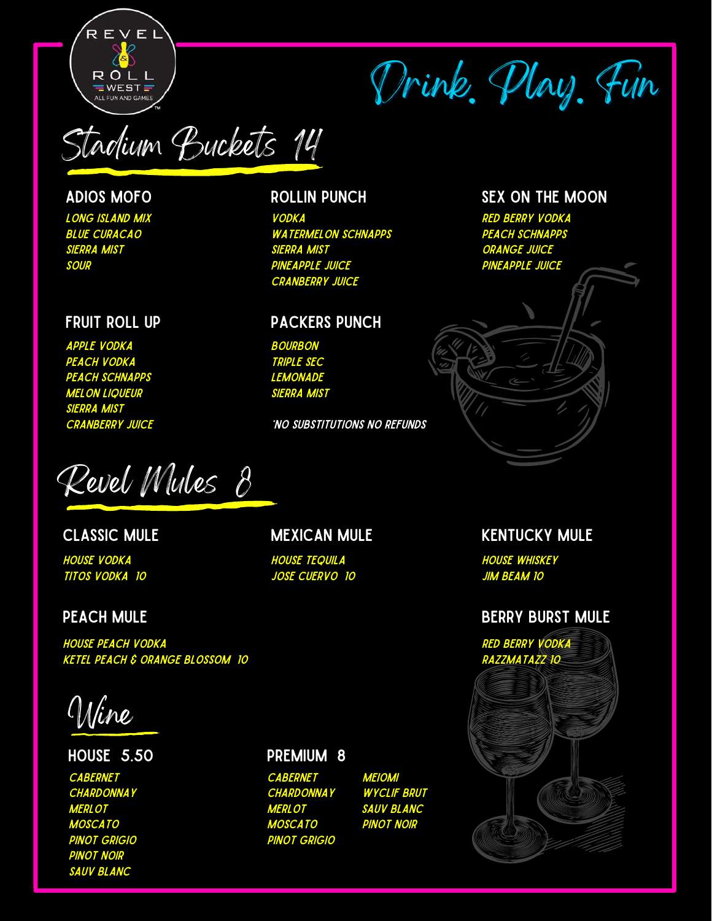REVEL & ROLL WEST — ALL FUN AND GAMES

Drink. Play. Fun

# Stadium Buckets 14

### ADIOS MOFO

LONG ISLAND MIX
BLUE CURACAO
SIERRA MIST
SOUR

### ROLLIN PUNCH

VODKA
WATERMELON SCHNAPPS
SIERRA MIST
PINEAPPLE JUICE
CRANBERRY JUICE

### SEX ON THE MOON

RED BERRY VODKA
PEACH SCHNAPPS
ORANGE JUICE
PINEAPPLE JUICE

### FRUIT ROLL UP

APPLE VODKA
PEACH VODKA
PEACH SCHNAPPS
MELON LIQUEUR
SIERRA MIST
CRANBERRY JUICE

### PACKERS PUNCH

BOURBON
TRIPLE SEC
LEMONADE
SIERRA MIST

*NO SUBSTITUTIONS NO REFUNDS

# Revel Mules 8

### CLASSIC MULE

HOUSE VODKA
TITOS VODKA 10

### MEXICAN MULE

HOUSE TEQUILA
JOSE CUERVO 10

### KENTUCKY MULE

HOUSE WHISKEY
JIM BEAM 10

### PEACH MULE

HOUSE PEACH VODKA
KETEL PEACH & ORANGE BLOSSOM 10

### BERRY BURST MULE

RED BERRY VODKA
RAZZMATAZZ 10

# Wine

### HOUSE 5.50

CABERNET
CHARDONNAY
MERLOT
MOSCATO
PINOT GRIGIO
PINOT NOIR
SAUV BLANC

### PREMIUM 8

CABERNET
CHARDONNAY
MERLOT
MOSCATO
PINOT GRIGIO
MEIOMI
WYCLIF BRUT
SAUV BLANC
PINOT NOIR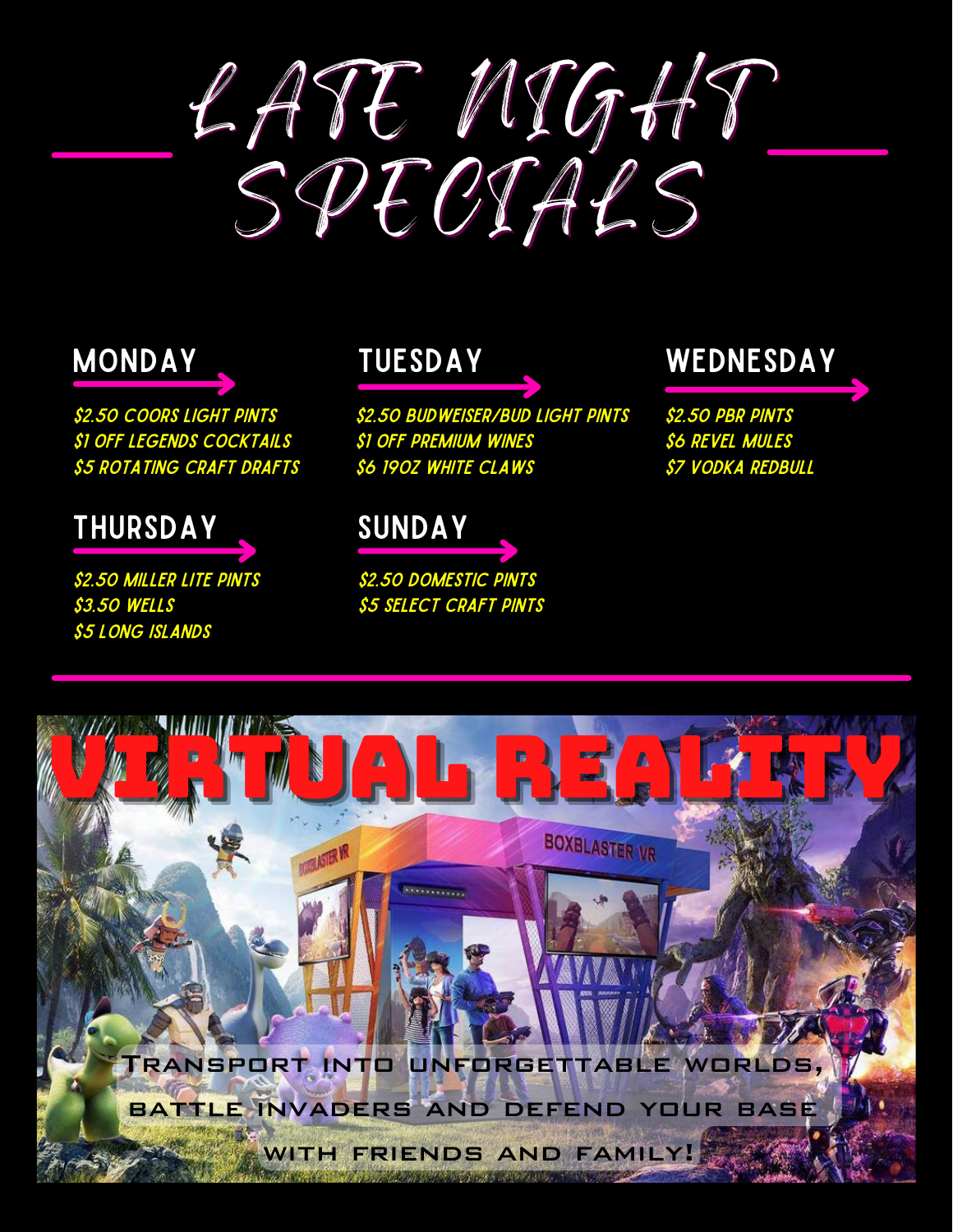# LATE NIGHT SPECIALS

## MONDAY

- $2.50 COORS LIGHT PINTS
- $1 OFF LEGENDS COCKTAILS
- $5 ROTATING CRAFT DRAFTS

## TUESDAY

- $2.50 BUDWEISER/BUD LIGHT PINTS
- $1 OFF PREMIUM WINES
- $6 19OZ WHITE CLAWS

## WEDNESDAY

- $2.50 PBR PINTS
- $6 REVEL MULES
- $7 VODKA REDBULL

## THURSDAY

- $2.50 MILLER LITE PINTS
- $3.50 WELLS
- $5 LONG ISLANDS

## SUNDAY

- $2.50 DOMESTIC PINTS
- $5 SELECT CRAFT PINTS

---

# VIRTUAL REALITY

Transport into unforgettable worlds, battle invaders and defend your base with friends and family!